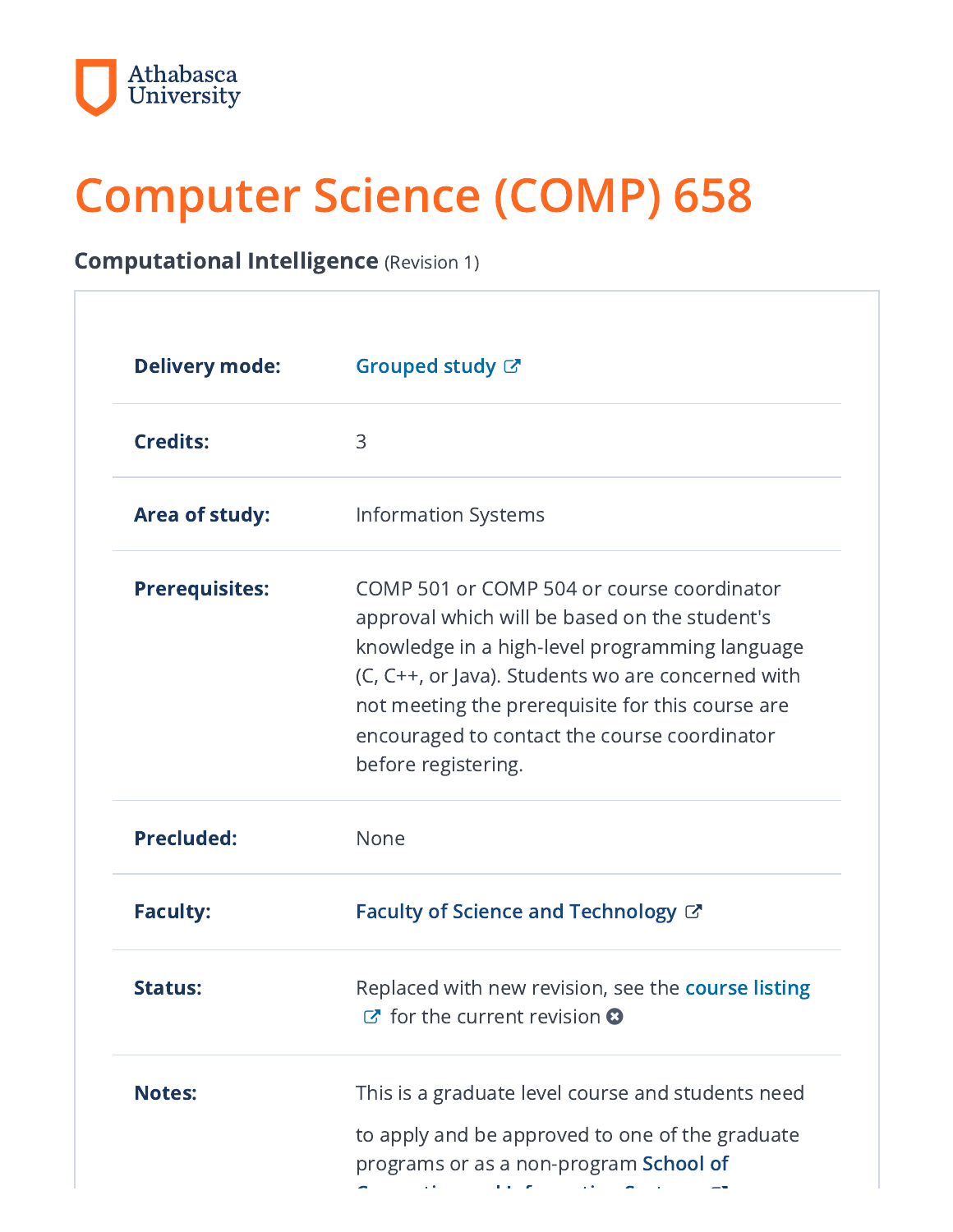Athabasca University

# Computer Science (COMP) 658

**Computational Intelligence** (Revision 1)

| | |
|---|---|
| **Delivery mode:** | Grouped study |
| **Credits:** | 3 |
| **Area of study:** | Information Systems |
| **Prerequisites:** | COMP 501 or COMP 504 or course coordinator approval which will be based on the student's knowledge in a high-level programming language (C, C++, or Java). Students wo are concerned with not meeting the prerequisite for this course are encouraged to contact the course coordinator before registering. |
| **Precluded:** | None |
| **Faculty:** | Faculty of Science and Technology |
| **Status:** | Replaced with new revision, see the course listing for the current revision |
| **Notes:** | This is a graduate level course and students need to apply and be approved to one of the graduate programs or as a non-program School of |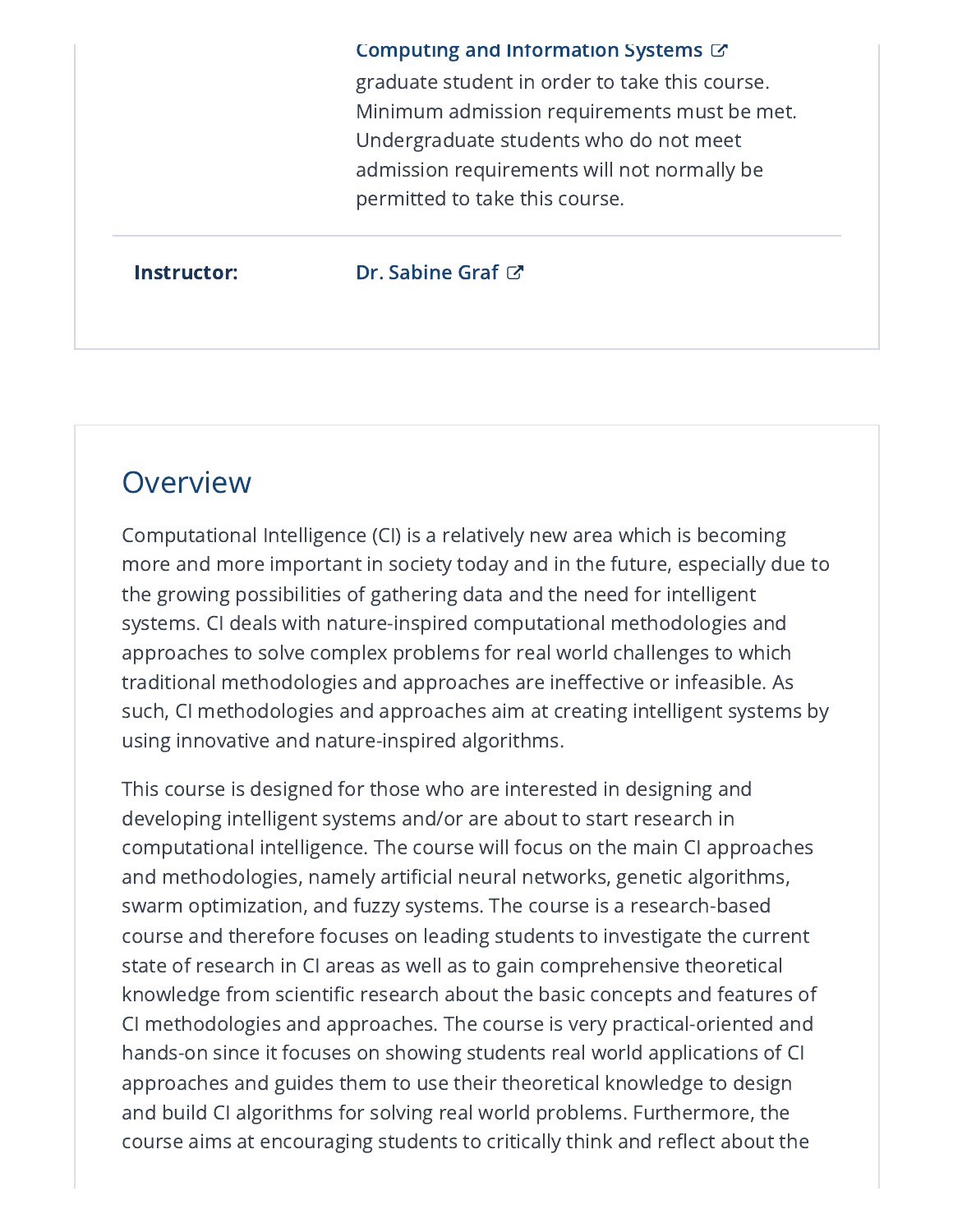Computing and Information Systems graduate student in order to take this course. Minimum admission requirements must be met. Undergraduate students who do not meet admission requirements will not normally be permitted to take this course.

| | |
|---|---|
| **Instructor:** | Dr. Sabine Graf |

## Overview

Computational Intelligence (CI) is a relatively new area which is becoming more and more important in society today and in the future, especially due to the growing possibilities of gathering data and the need for intelligent systems. CI deals with nature-inspired computational methodologies and approaches to solve complex problems for real world challenges to which traditional methodologies and approaches are ineffective or infeasible. As such, CI methodologies and approaches aim at creating intelligent systems by using innovative and nature-inspired algorithms.

This course is designed for those who are interested in designing and developing intelligent systems and/or are about to start research in computational intelligence. The course will focus on the main CI approaches and methodologies, namely artificial neural networks, genetic algorithms, swarm optimization, and fuzzy systems. The course is a research-based course and therefore focuses on leading students to investigate the current state of research in CI areas as well as to gain comprehensive theoretical knowledge from scientific research about the basic concepts and features of CI methodologies and approaches. The course is very practical-oriented and hands-on since it focuses on showing students real world applications of CI approaches and guides them to use their theoretical knowledge to design and build CI algorithms for solving real world problems. Furthermore, the course aims at encouraging students to critically think and reflect about the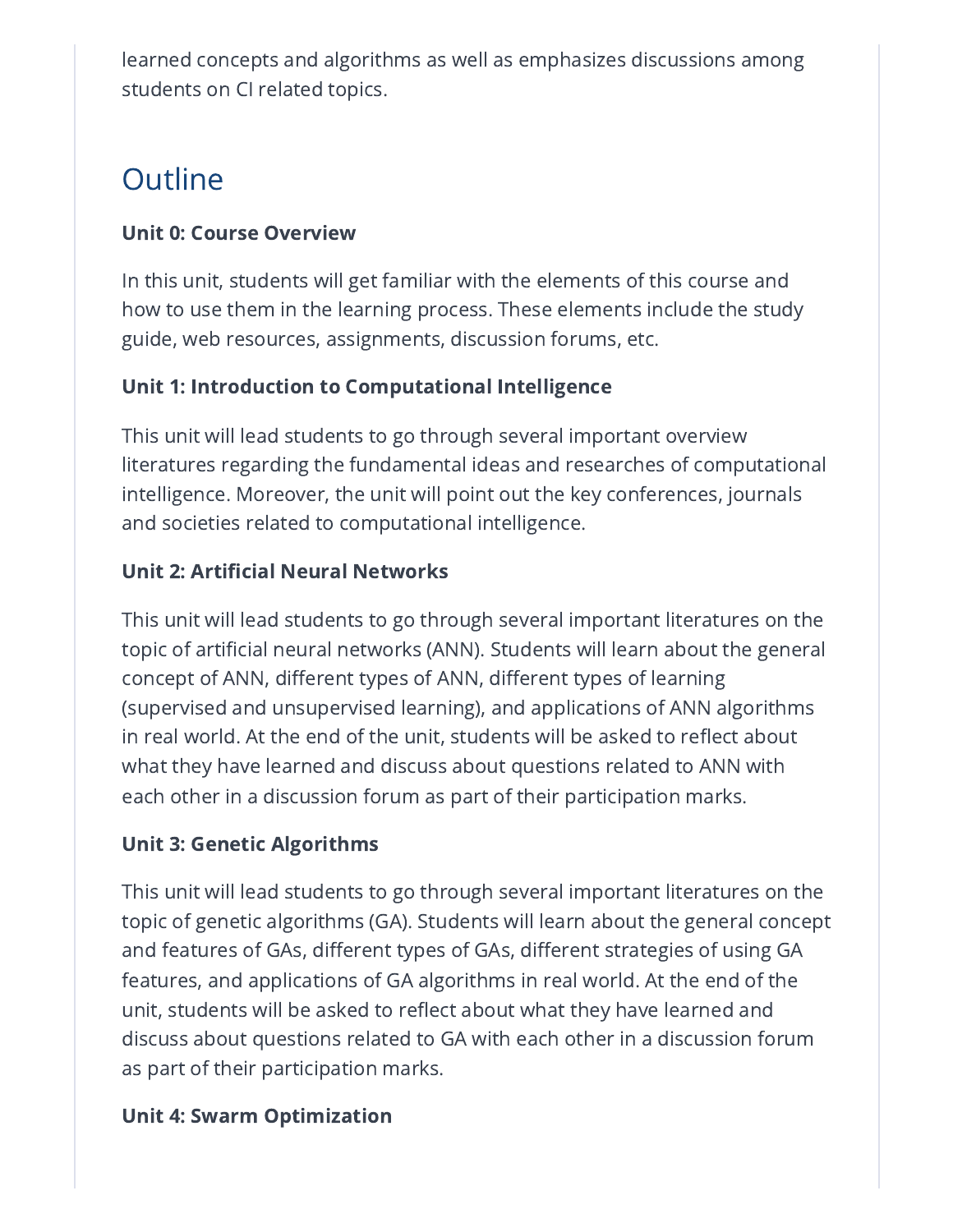learned concepts and algorithms as well as emphasizes discussions among students on CI related topics.

## Outline

**Unit 0: Course Overview**

In this unit, students will get familiar with the elements of this course and how to use them in the learning process. These elements include the study guide, web resources, assignments, discussion forums, etc.

**Unit 1: Introduction to Computational Intelligence**

This unit will lead students to go through several important overview literatures regarding the fundamental ideas and researches of computational intelligence. Moreover, the unit will point out the key conferences, journals and societies related to computational intelligence.

**Unit 2: Artificial Neural Networks**

This unit will lead students to go through several important literatures on the topic of artificial neural networks (ANN). Students will learn about the general concept of ANN, different types of ANN, different types of learning (supervised and unsupervised learning), and applications of ANN algorithms in real world. At the end of the unit, students will be asked to reflect about what they have learned and discuss about questions related to ANN with each other in a discussion forum as part of their participation marks.

**Unit 3: Genetic Algorithms**

This unit will lead students to go through several important literatures on the topic of genetic algorithms (GA). Students will learn about the general concept and features of GAs, different types of GAs, different strategies of using GA features, and applications of GA algorithms in real world. At the end of the unit, students will be asked to reflect about what they have learned and discuss about questions related to GA with each other in a discussion forum as part of their participation marks.

**Unit 4: Swarm Optimization**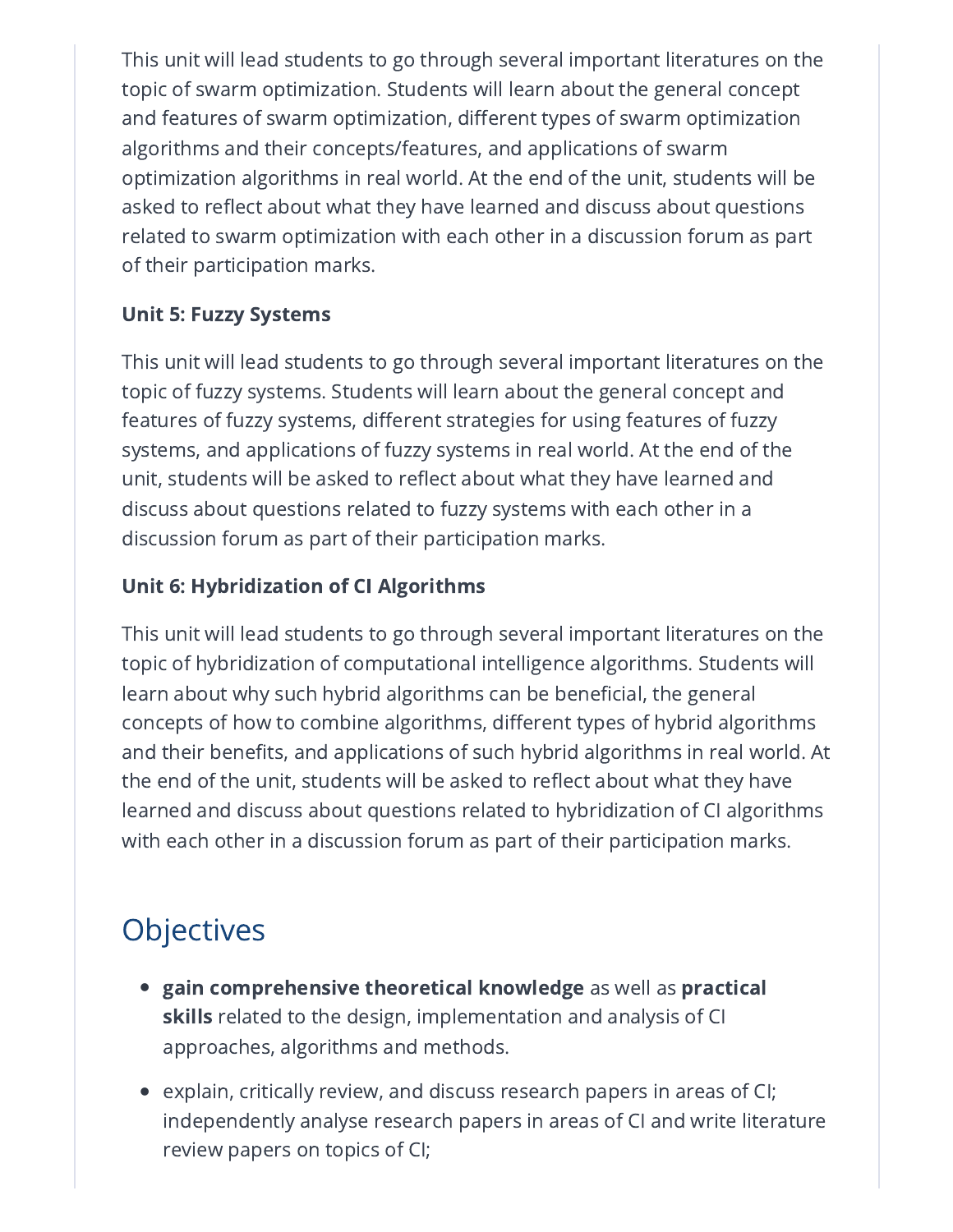This unit will lead students to go through several important literatures on the topic of swarm optimization. Students will learn about the general concept and features of swarm optimization, different types of swarm optimization algorithms and their concepts/features, and applications of swarm optimization algorithms in real world. At the end of the unit, students will be asked to reflect about what they have learned and discuss about questions related to swarm optimization with each other in a discussion forum as part of their participation marks.

**Unit 5: Fuzzy Systems**

This unit will lead students to go through several important literatures on the topic of fuzzy systems. Students will learn about the general concept and features of fuzzy systems, different strategies for using features of fuzzy systems, and applications of fuzzy systems in real world. At the end of the unit, students will be asked to reflect about what they have learned and discuss about questions related to fuzzy systems with each other in a discussion forum as part of their participation marks.

**Unit 6: Hybridization of CI Algorithms**

This unit will lead students to go through several important literatures on the topic of hybridization of computational intelligence algorithms. Students will learn about why such hybrid algorithms can be beneficial, the general concepts of how to combine algorithms, different types of hybrid algorithms and their benefits, and applications of such hybrid algorithms in real world. At the end of the unit, students will be asked to reflect about what they have learned and discuss about questions related to hybridization of CI algorithms with each other in a discussion forum as part of their participation marks.

## Objectives

- **gain comprehensive theoretical knowledge** as well as **practical skills** related to the design, implementation and analysis of CI approaches, algorithms and methods.
- explain, critically review, and discuss research papers in areas of CI; independently analyse research papers in areas of CI and write literature review papers on topics of CI;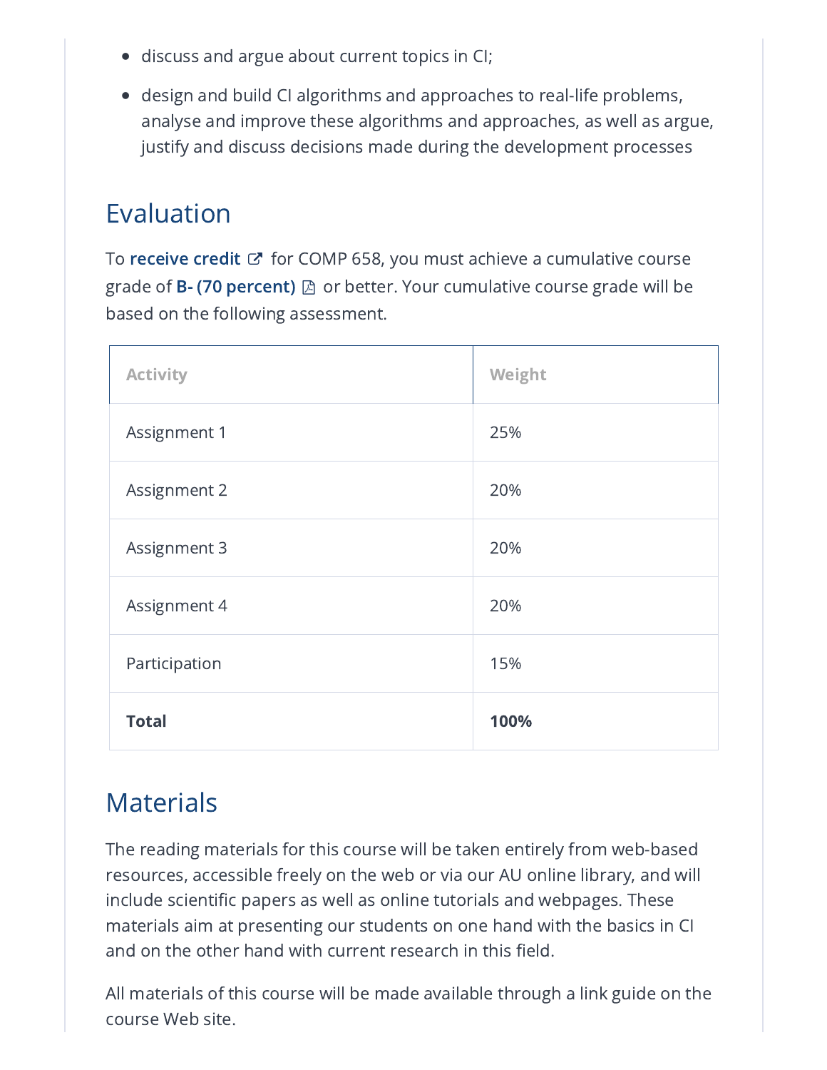- discuss and argue about current topics in CI;
- design and build CI algorithms and approaches to real-life problems, analyse and improve these algorithms and approaches, as well as argue, justify and discuss decisions made during the development processes

## Evaluation

To **receive credit** for COMP 658, you must achieve a cumulative course grade of **B- (70 percent)** or better. Your cumulative course grade will be based on the following assessment.

| Activity | Weight |
|---|---|
| Assignment 1 | 25% |
| Assignment 2 | 20% |
| Assignment 3 | 20% |
| Assignment 4 | 20% |
| Participation | 15% |
| **Total** | **100%** |

## Materials

The reading materials for this course will be taken entirely from web-based resources, accessible freely on the web or via our AU online library, and will include scientific papers as well as online tutorials and webpages. These materials aim at presenting our students on one hand with the basics in CI and on the other hand with current research in this field.

All materials of this course will be made available through a link guide on the course Web site.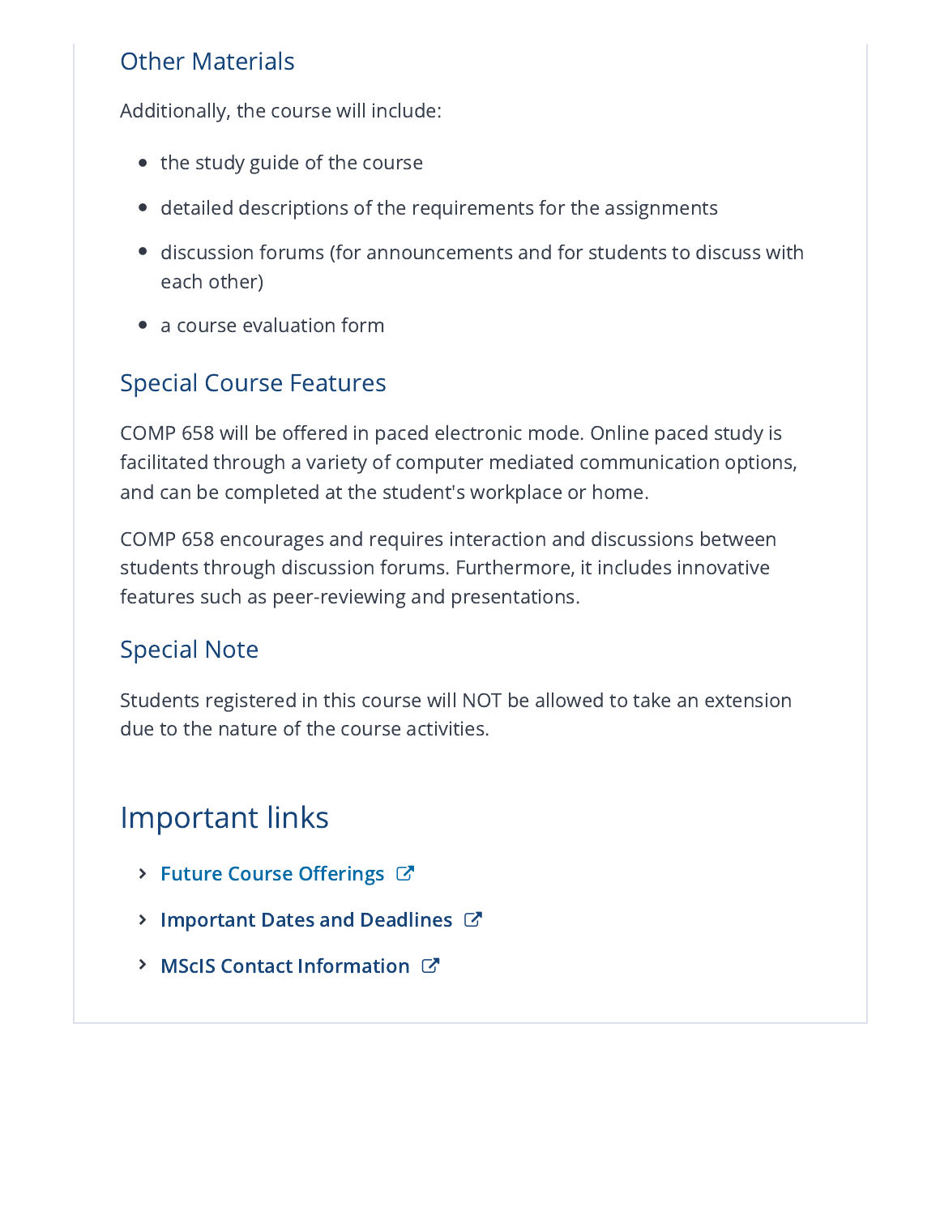### Other Materials

Additionally, the course will include:

- the study guide of the course
- detailed descriptions of the requirements for the assignments
- discussion forums (for announcements and for students to discuss with each other)
- a course evaluation form

### Special Course Features

COMP 658 will be offered in paced electronic mode. Online paced study is facilitated through a variety of computer mediated communication options, and can be completed at the student's workplace or home.

COMP 658 encourages and requires interaction and discussions between students through discussion forums. Furthermore, it includes innovative features such as peer-reviewing and presentations.

### Special Note

Students registered in this course will NOT be allowed to take an extension due to the nature of the course activities.

## Important links

- **Future Course Offerings**
- **Important Dates and Deadlines**
- **MScIS Contact Information**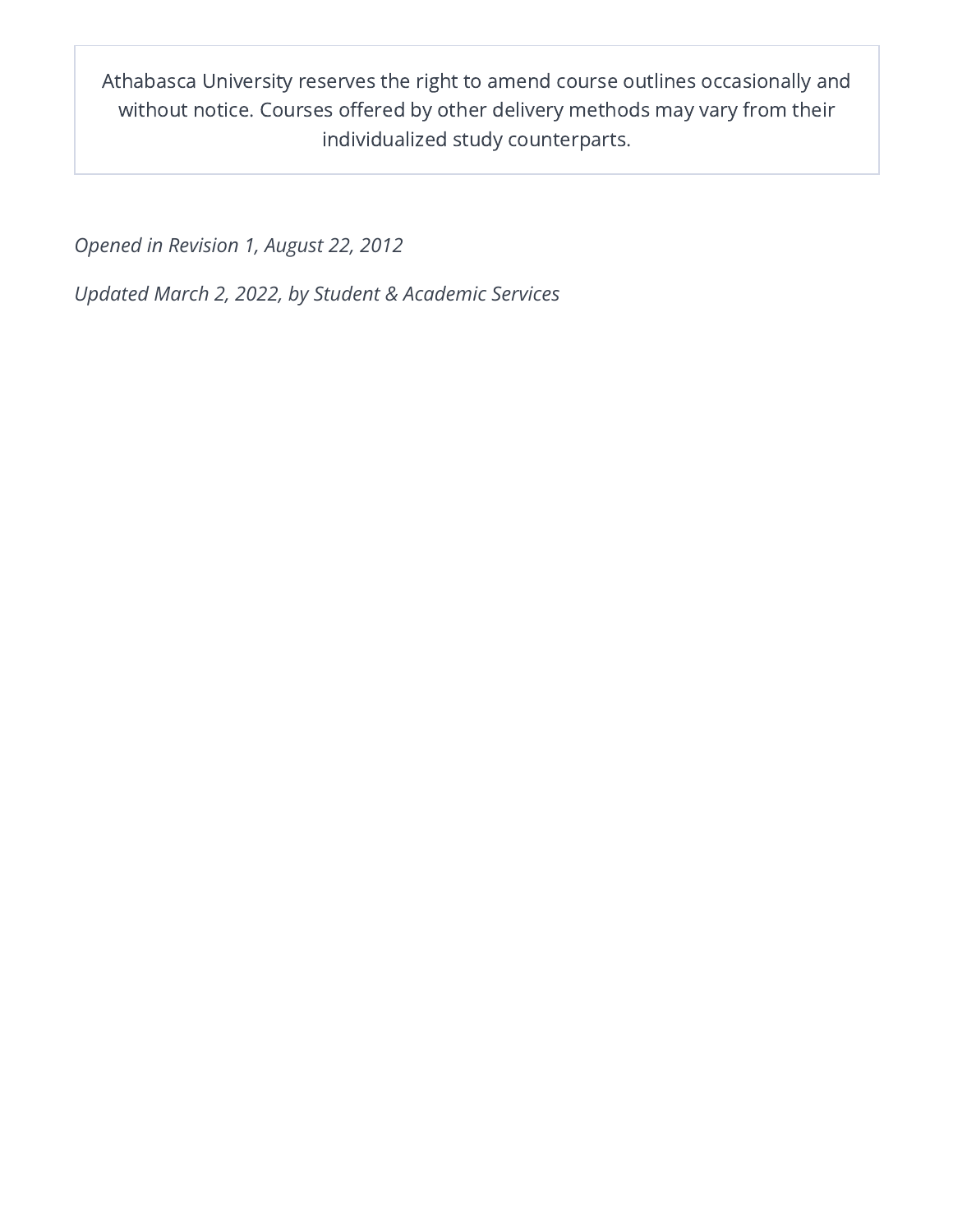> Athabasca University reserves the right to amend course outlines occasionally and without notice. Courses offered by other delivery methods may vary from their individualized study counterparts.

*Opened in Revision 1, August 22, 2012*

*Updated March 2, 2022, by Student & Academic Services*